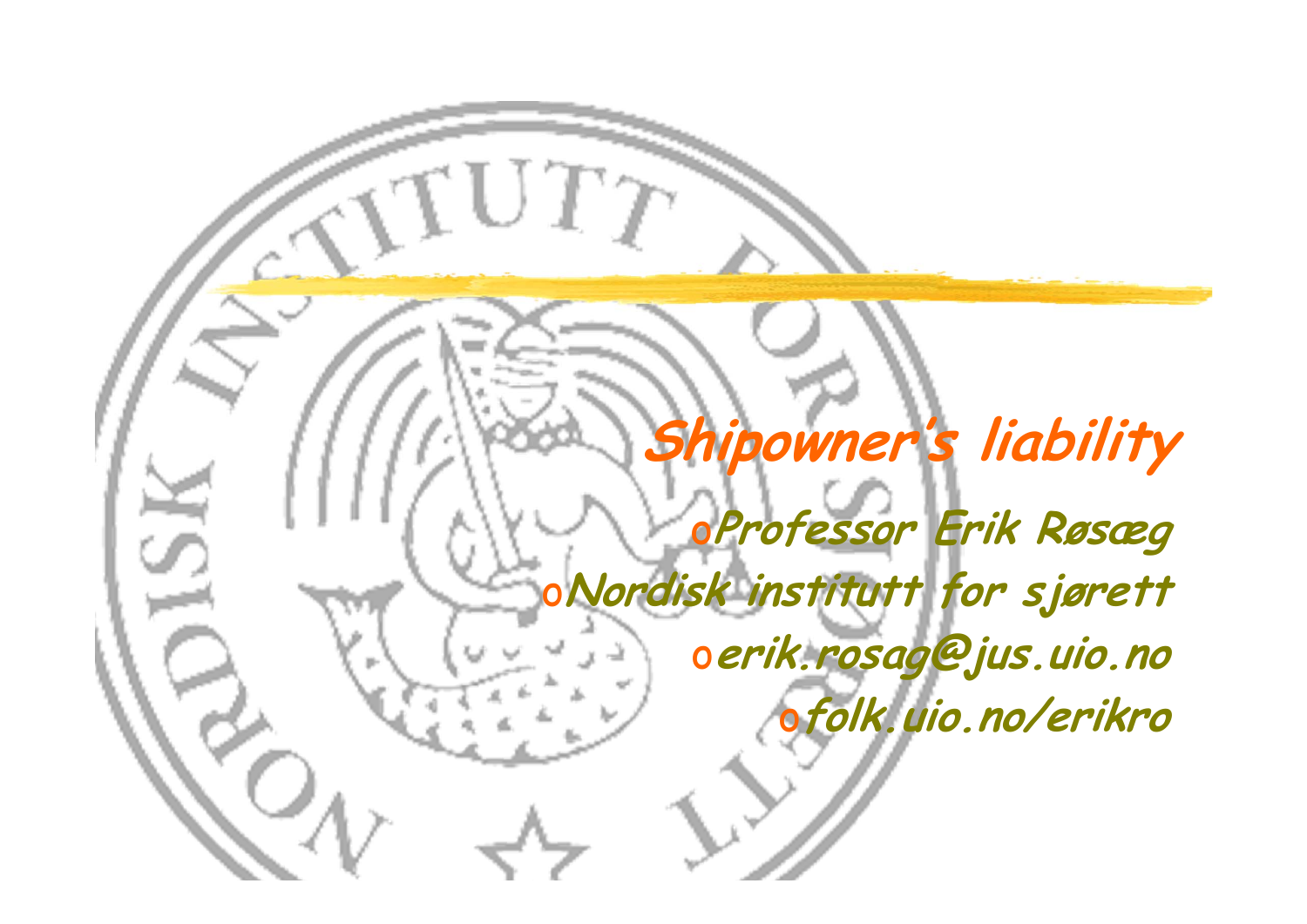# Shipowner's liability

- Professor Erik Røsæg
- Nordisk institutt for sjørett
- erik.rosag@jus.uio.no
- folk.uio.no/erikro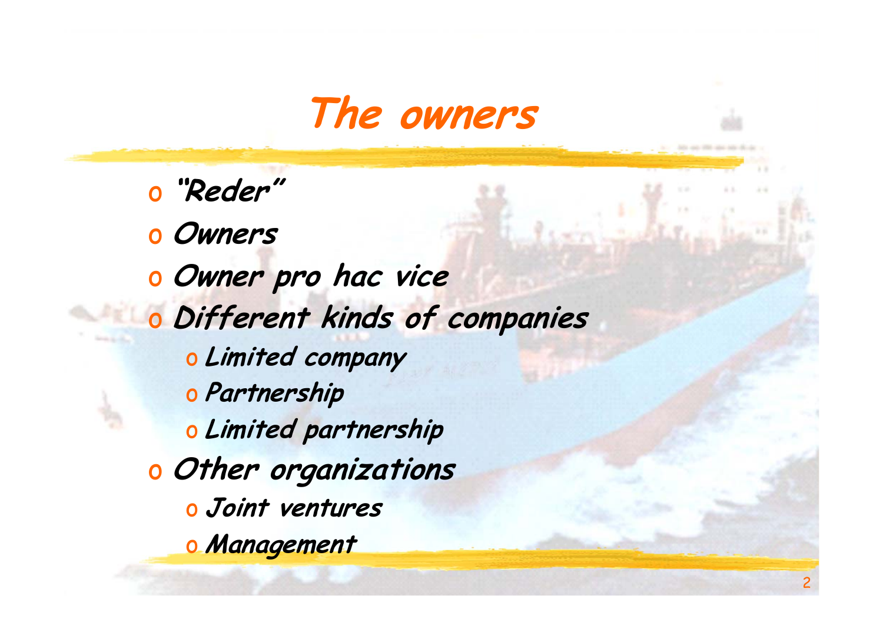# The owners

- “Reder”
- Owners
- Owner pro hac vice
- Different kinds of companies
  - Limited company
  - Partnership
  - Limited partnership
- Other organizations
  - Joint ventures
  - Management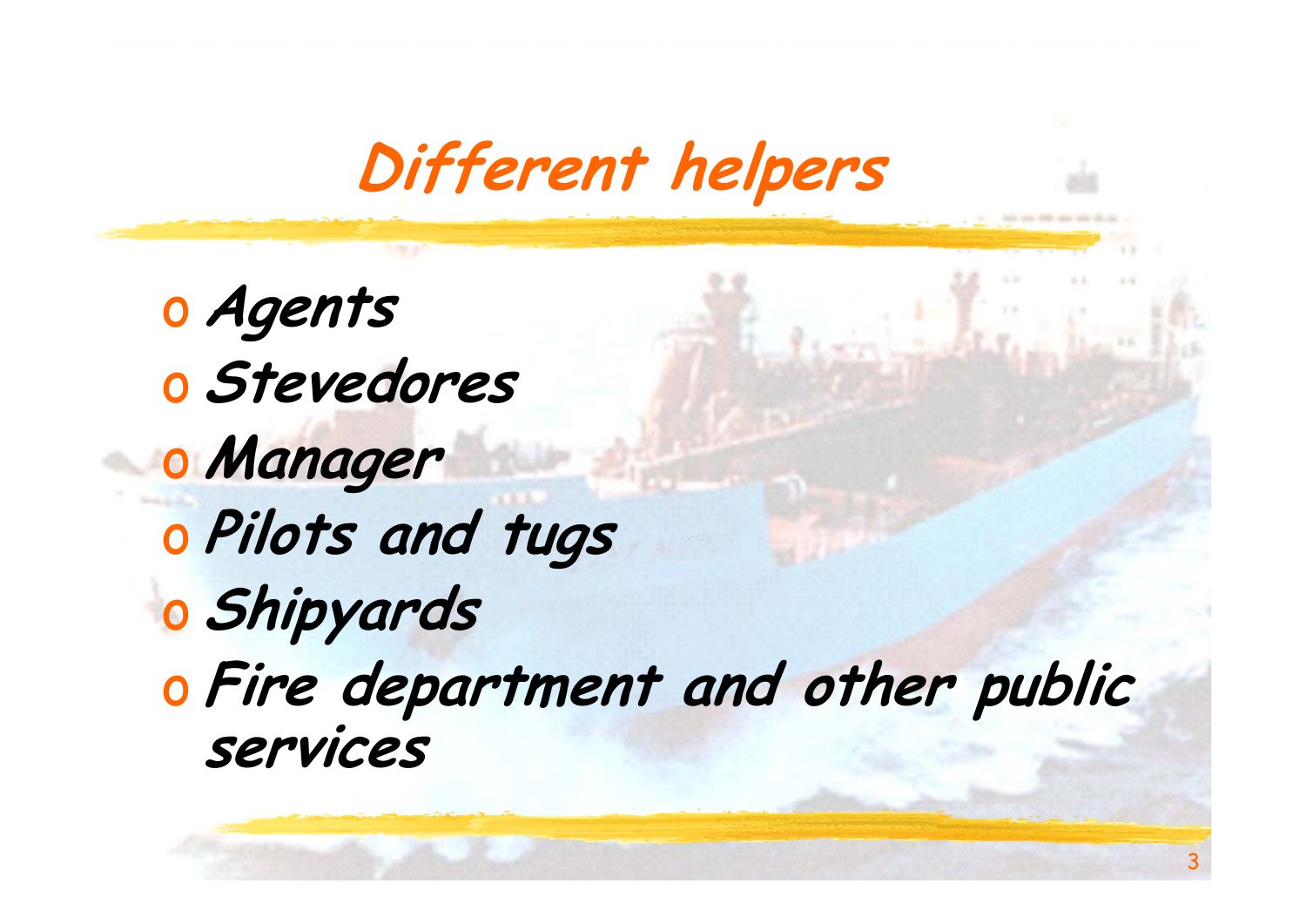# Different helpers

- Agents
- Stevedores
- Manager
- Pilots and tugs
- Shipyards
- Fire department and other public services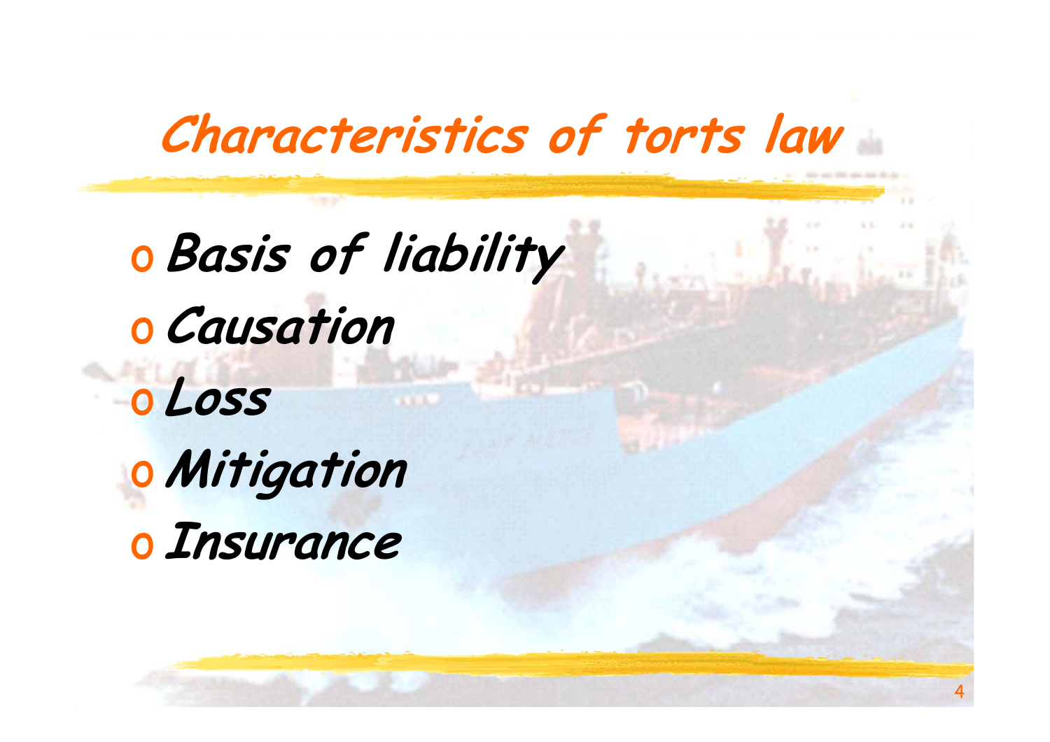# Characteristics of torts law

- Basis of liability
- Causation
- Loss
- Mitigation
- Insurance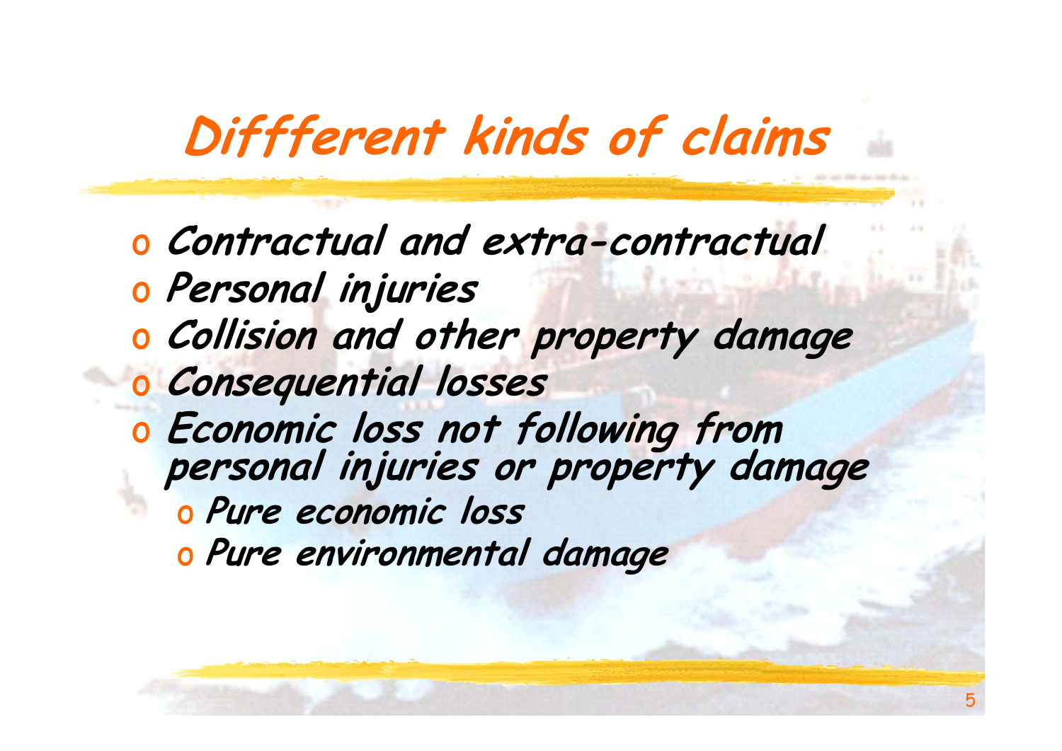# Diffferent kinds of claims

- Contractual and extra-contractual
- Personal injuries
- Collision and other property damage
- Consequential losses
- Economic loss not following from personal injuries or property damage
  - Pure economic loss
  - Pure environmental damage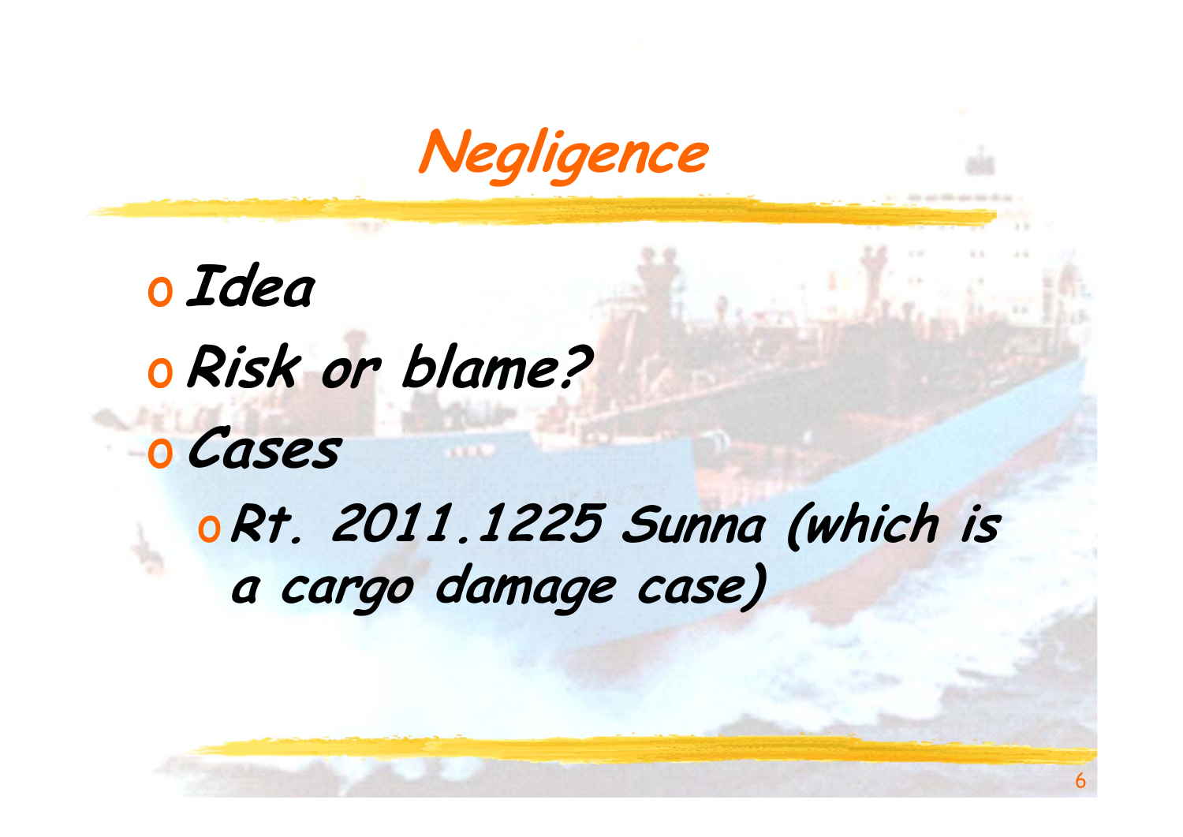# Negligence

- Idea
- Risk or blame?
- Cases
  - Rt. 2011.1225 Sunna (which is a cargo damage case)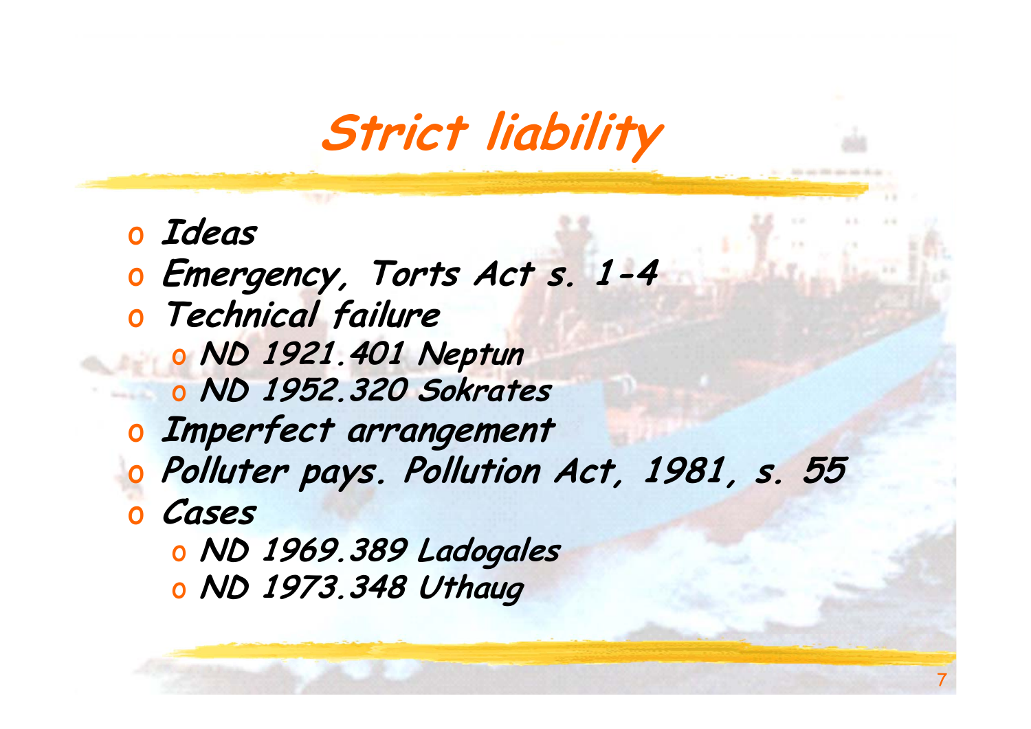# Strict liability

- Ideas
- Emergency, Torts Act s. 1-4
- Technical failure
  - ND 1921.401 Neptun
  - ND 1952.320 Sokrates
- Imperfect arrangement
- Polluter pays. Pollution Act, 1981, s. 55
- Cases
  - ND 1969.389 Ladogales
  - ND 1973.348 Uthaug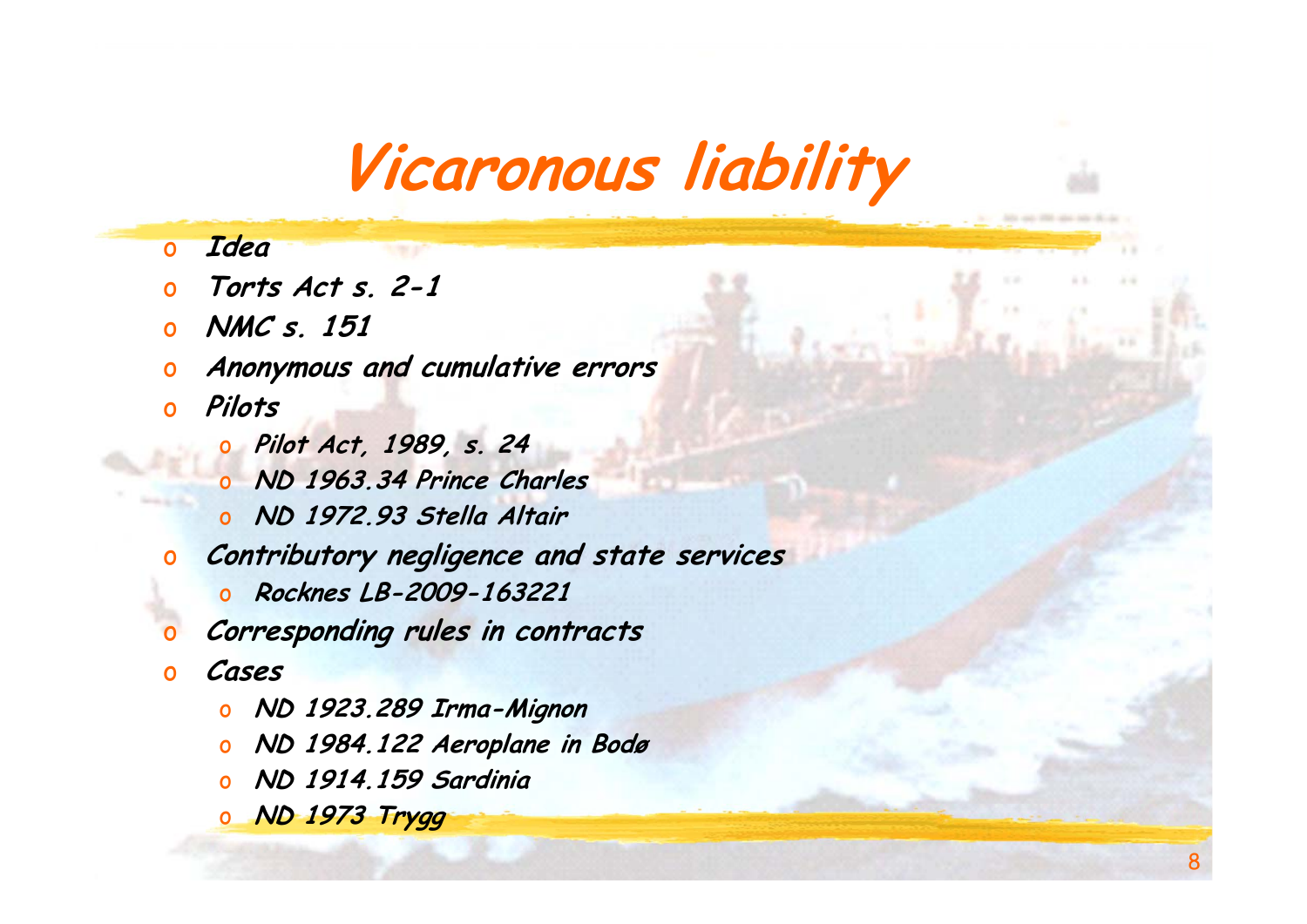# Vicaronous liability

- Idea
- Torts Act s. 2-1
- NMC s. 151
- Anonymous and cumulative errors
- Pilots
  - Pilot Act, 1989, s. 24
  - ND 1963.34 Prince Charles
  - ND 1972.93 Stella Altair
- Contributory negligence and state services
  - Rocknes LB-2009-163221
- Corresponding rules in contracts
- Cases
  - ND 1923.289 Irma-Mignon
  - ND 1984.122 Aeroplane in Bodø
  - ND 1914.159 Sardinia
  - ND 1973 Trygg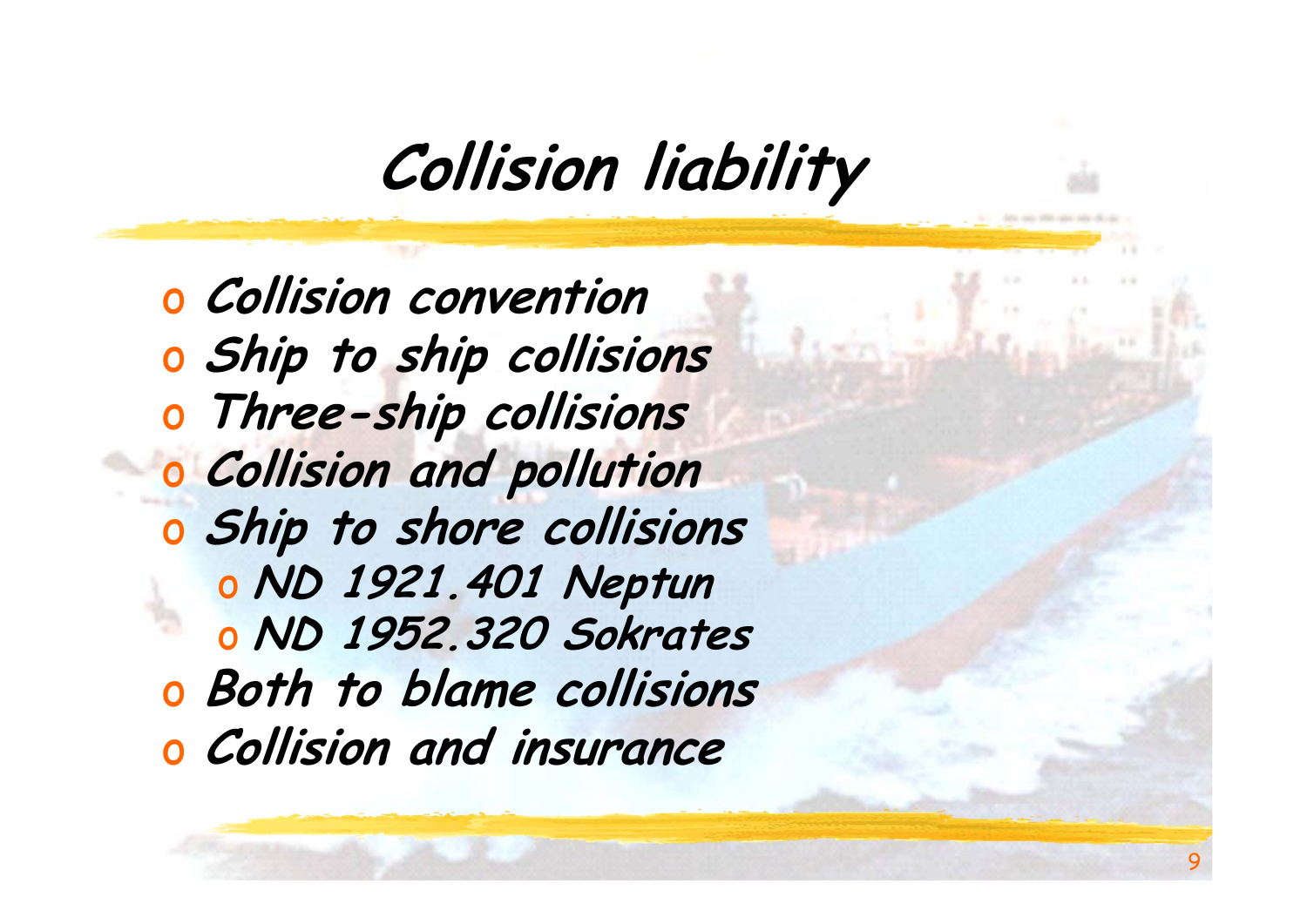# Collision liability

- Collision convention
- Ship to ship collisions
- Three-ship collisions
- Collision and pollution
- Ship to shore collisions
  - ND 1921.401 Neptun
  - ND 1952.320 Sokrates
- Both to blame collisions
- Collision and insurance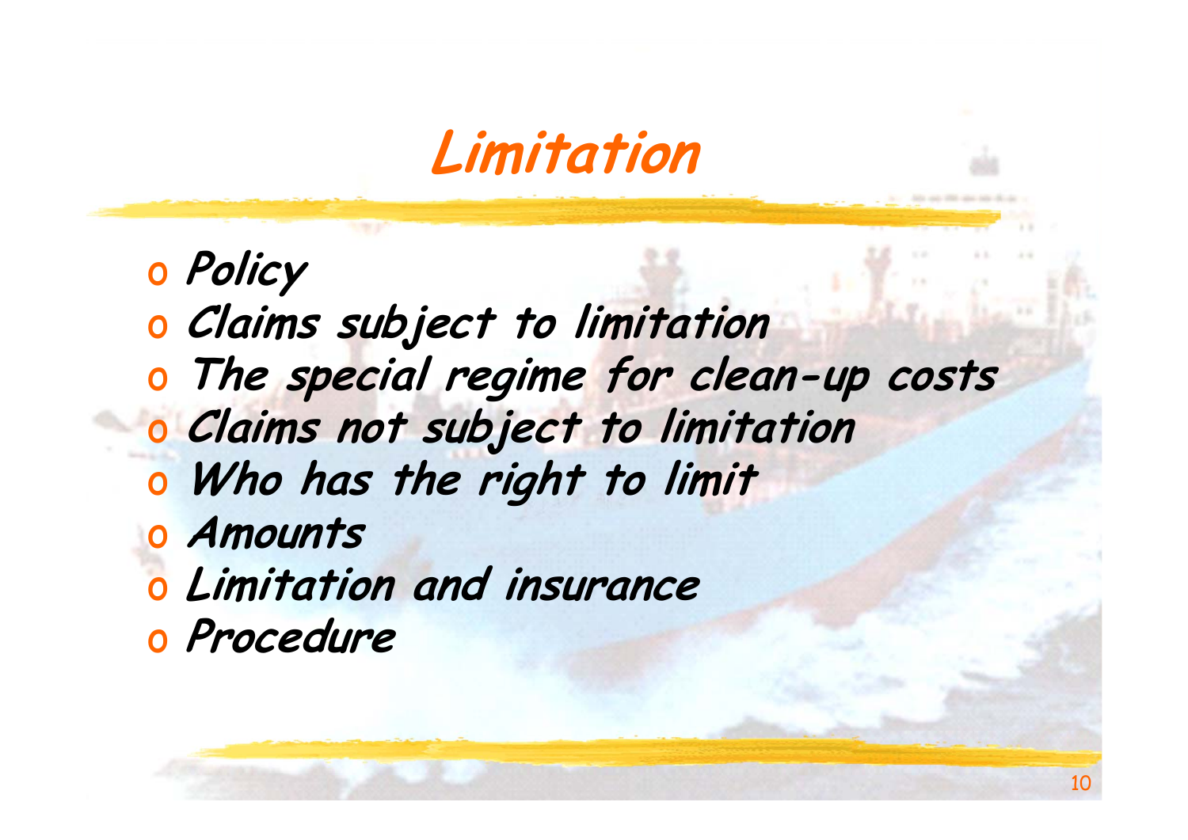# Limitation

- Policy
- Claims subject to limitation
- The special regime for clean-up costs
- Claims not subject to limitation
- Who has the right to limit
- Amounts
- Limitation and insurance
- Procedure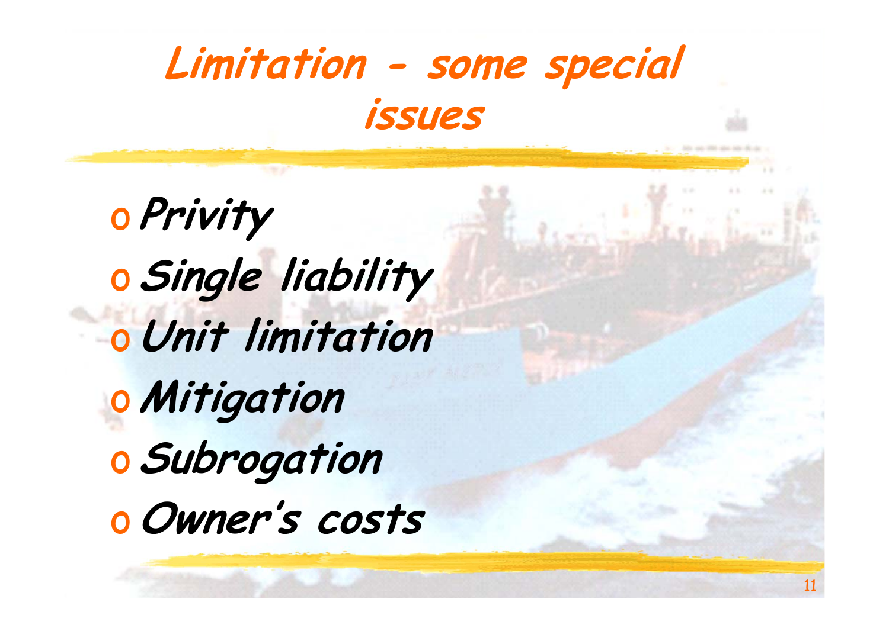# Limitation - some special issues

- Privity
- Single liability
- Unit limitation
- Mitigation
- Subrogation
- Owner's costs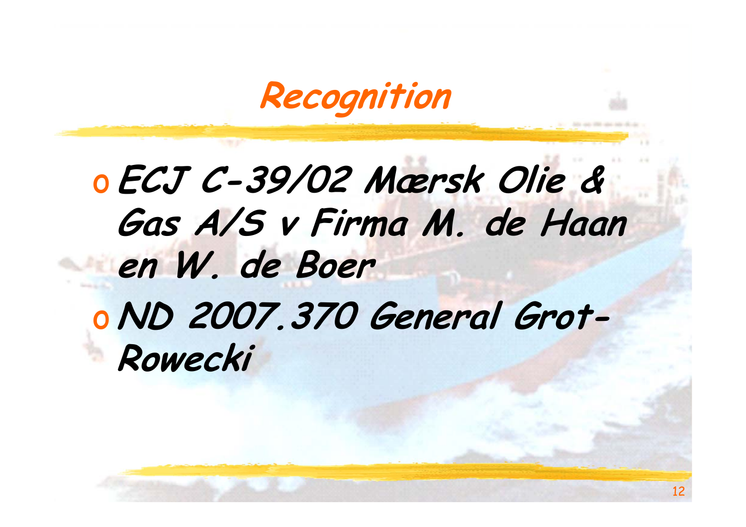# Recognition

- *ECJ C-39/02 Mærsk Olie & Gas A/S v Firma M. de Haan en W. de Boer*
- *ND 2007.370 General Grot-Rowecki*